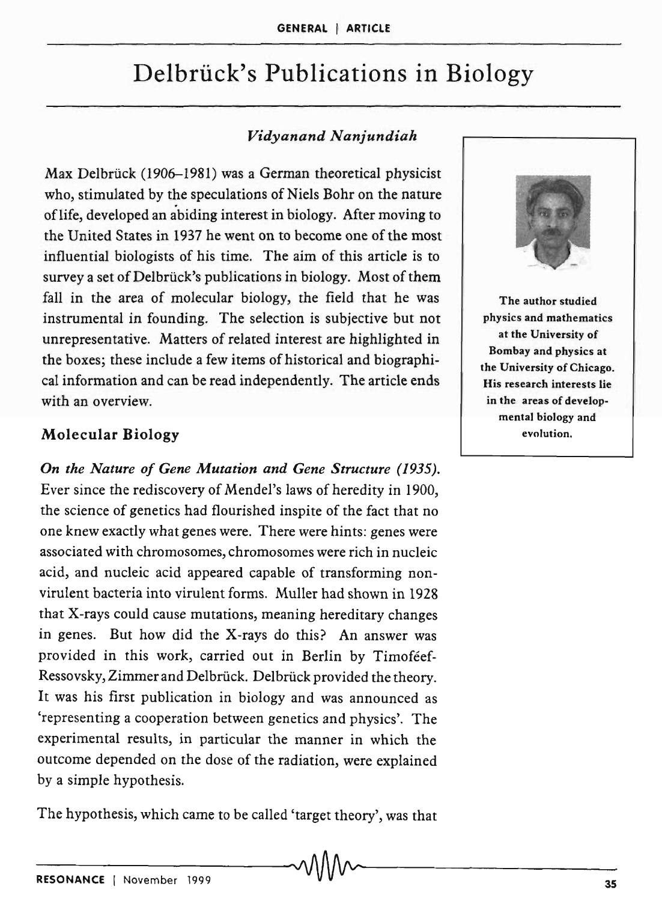# Delbrück's Publications in Biology

*Vidyanand Nanjundiah*

The author studied physics and mathematics at the University of Bombay and physics at the University of Chicago. His research interests lie in the areas of developmental biology and evolution.

Max Delbrück (1906–1981) was a German theoretical physicist who, stimulated by the speculations of Niels Bohr on the nature of life, developed an abiding interest in biology. After moving to the United States in 1937 he went on to become one of the most influential biologists of his time. The aim of this article is to survey a set of Delbrück's publications in biology. Most of them fall in the area of molecular biology, the field that he was instrumental in founding. The selection is subjective but not unrepresentative. Matters of related interest are highlighted in the boxes; these include a few items of historical and biographical information and can be read independently. The article ends with an overview.

## Molecular Biology

***On the Nature of Gene Mutation and Gene Structure (1935).*** Ever since the rediscovery of Mendel's laws of heredity in 1900, the science of genetics had flourished inspite of the fact that no one knew exactly what genes were. There were hints: genes were associated with chromosomes, chromosomes were rich in nucleic acid, and nucleic acid appeared capable of transforming non-virulent bacteria into virulent forms. Muller had shown in 1928 that X-rays could cause mutations, meaning hereditary changes in genes. But how did the X-rays do this? An answer was provided in this work, carried out in Berlin by Timoféef-Ressovsky, Zimmer and Delbrück. Delbrück provided the theory. It was his first publication in biology and was announced as 'representing a cooperation between genetics and physics'. The experimental results, in particular the manner in which the outcome depended on the dose of the radiation, were explained by a simple hypothesis.

The hypothesis, which came to be called 'target theory', was that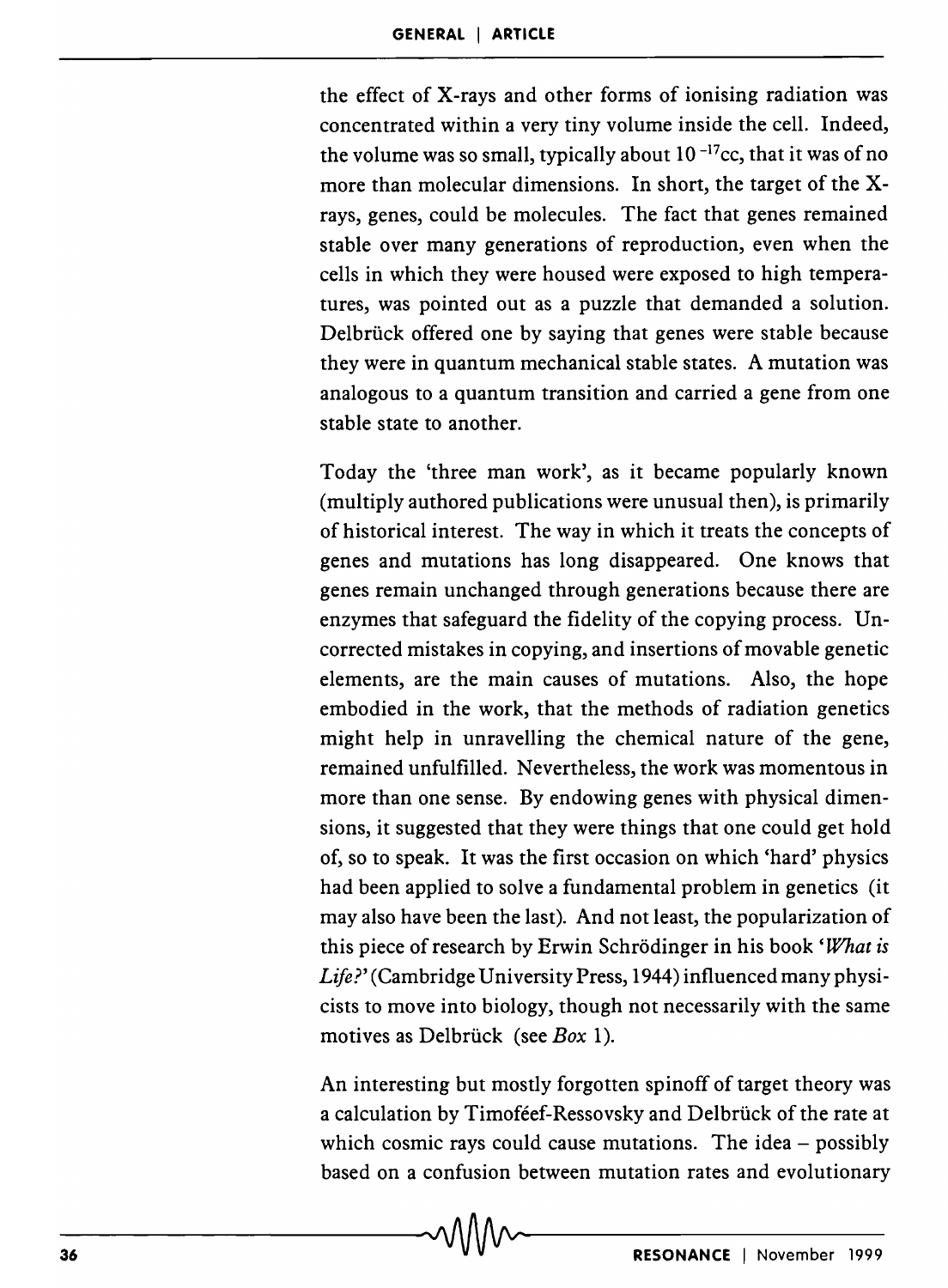the effect of X-rays and other forms of ionising radiation was concentrated within a very tiny volume inside the cell. Indeed, the volume was so small, typically about $10^{-17}$cc, that it was of no more than molecular dimensions. In short, the target of the X-rays, genes, could be molecules. The fact that genes remained stable over many generations of reproduction, even when the cells in which they were housed were exposed to high temperatures, was pointed out as a puzzle that demanded a solution. Delbrück offered one by saying that genes were stable because they were in quantum mechanical stable states. A mutation was analogous to a quantum transition and carried a gene from one stable state to another.

Today the 'three man work', as it became popularly known (multiply authored publications were unusual then), is primarily of historical interest. The way in which it treats the concepts of genes and mutations has long disappeared. One knows that genes remain unchanged through generations because there are enzymes that safeguard the fidelity of the copying process. Uncorrected mistakes in copying, and insertions of movable genetic elements, are the main causes of mutations. Also, the hope embodied in the work, that the methods of radiation genetics might help in unravelling the chemical nature of the gene, remained unfulfilled. Nevertheless, the work was momentous in more than one sense. By endowing genes with physical dimensions, it suggested that they were things that one could get hold of, so to speak. It was the first occasion on which 'hard' physics had been applied to solve a fundamental problem in genetics (it may also have been the last). And not least, the popularization of this piece of research by Erwin Schrödinger in his book '*What is Life?*' (Cambridge University Press, 1944) influenced many physicists to move into biology, though not necessarily with the same motives as Delbrück (see *Box* 1).

An interesting but mostly forgotten spinoff of target theory was a calculation by Timoféef-Ressovsky and Delbrück of the rate at which cosmic rays could cause mutations. The idea – possibly based on a confusion between mutation rates and evolutionary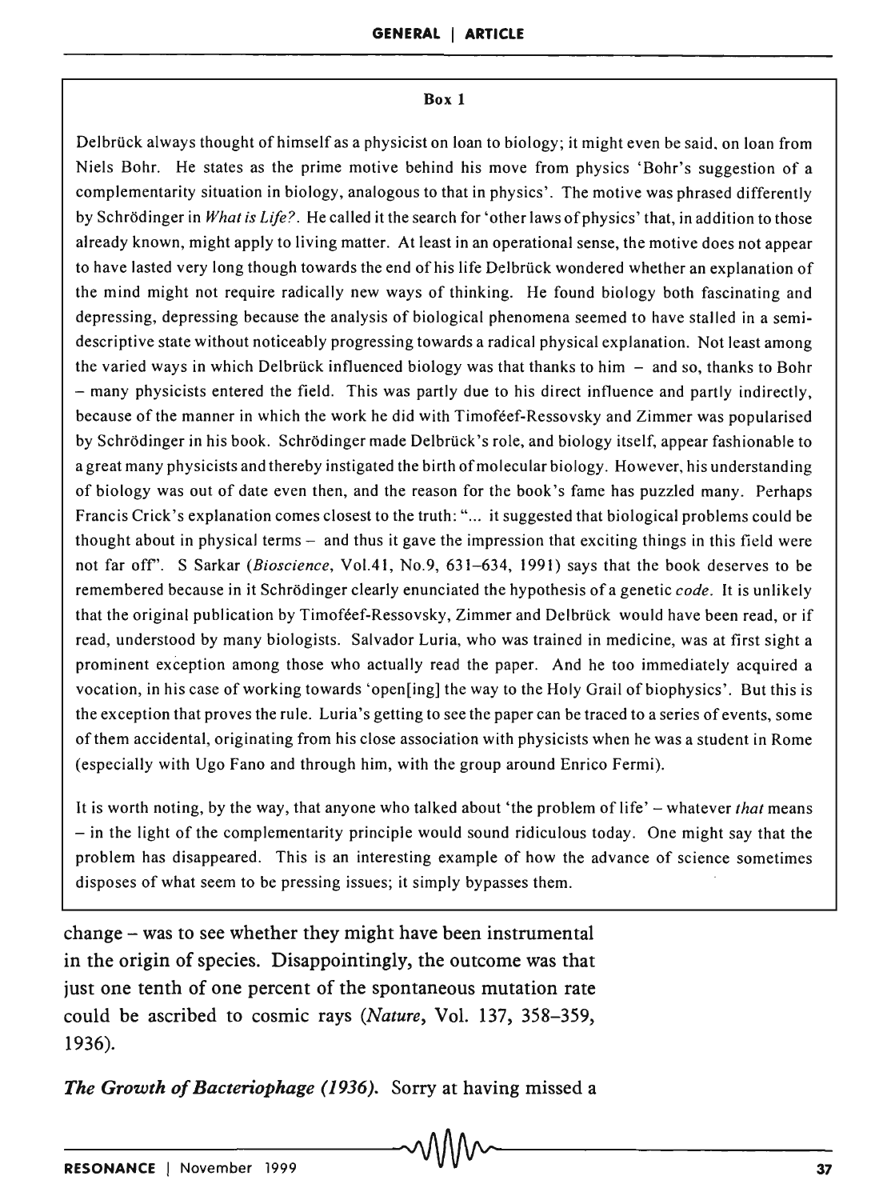**Box 1**

Delbrück always thought of himself as a physicist on loan to biology; it might even be said, on loan from Niels Bohr. He states as the prime motive behind his move from physics 'Bohr's suggestion of a complementarity situation in biology, analogous to that in physics'. The motive was phrased differently by Schrödinger in *What is Life?*. He called it the search for 'other laws of physics' that, in addition to those already known, might apply to living matter. At least in an operational sense, the motive does not appear to have lasted very long though towards the end of his life Delbrück wondered whether an explanation of the mind might not require radically new ways of thinking. He found biology both fascinating and depressing, depressing because the analysis of biological phenomena seemed to have stalled in a semi-descriptive state without noticeably progressing towards a radical physical explanation. Not least among the varied ways in which Delbrück influenced biology was that thanks to him – and so, thanks to Bohr – many physicists entered the field. This was partly due to his direct influence and partly indirectly, because of the manner in which the work he did with Timoféef-Ressovsky and Zimmer was popularised by Schrödinger in his book. Schrödinger made Delbrück's role, and biology itself, appear fashionable to a great many physicists and thereby instigated the birth of molecular biology. However, his understanding of biology was out of date even then, and the reason for the book's fame has puzzled many. Perhaps Francis Crick's explanation comes closest to the truth: "... it suggested that biological problems could be thought about in physical terms – and thus it gave the impression that exciting things in this field were not far off". S Sarkar (*Bioscience*, Vol.41, No.9, 631–634, 1991) says that the book deserves to be remembered because in it Schrödinger clearly enunciated the hypothesis of a genetic *code*. It is unlikely that the original publication by Timoféef-Ressovsky, Zimmer and Delbrück would have been read, or if read, understood by many biologists. Salvador Luria, who was trained in medicine, was at first sight a prominent exception among those who actually read the paper. And he too immediately acquired a vocation, in his case of working towards 'open[ing] the way to the Holy Grail of biophysics'. But this is the exception that proves the rule. Luria's getting to see the paper can be traced to a series of events, some of them accidental, originating from his close association with physicists when he was a student in Rome (especially with Ugo Fano and through him, with the group around Enrico Fermi).

It is worth noting, by the way, that anyone who talked about 'the problem of life' – whatever *that* means – in the light of the complementarity principle would sound ridiculous today. One might say that the problem has disappeared. This is an interesting example of how the advance of science sometimes disposes of what seem to be pressing issues; it simply bypasses them.

change – was to see whether they might have been instrumental in the origin of species. Disappointingly, the outcome was that just one tenth of one percent of the spontaneous mutation rate could be ascribed to cosmic rays (*Nature*, Vol. 137, 358–359, 1936).

***The Growth of Bacteriophage (1936).*** Sorry at having missed a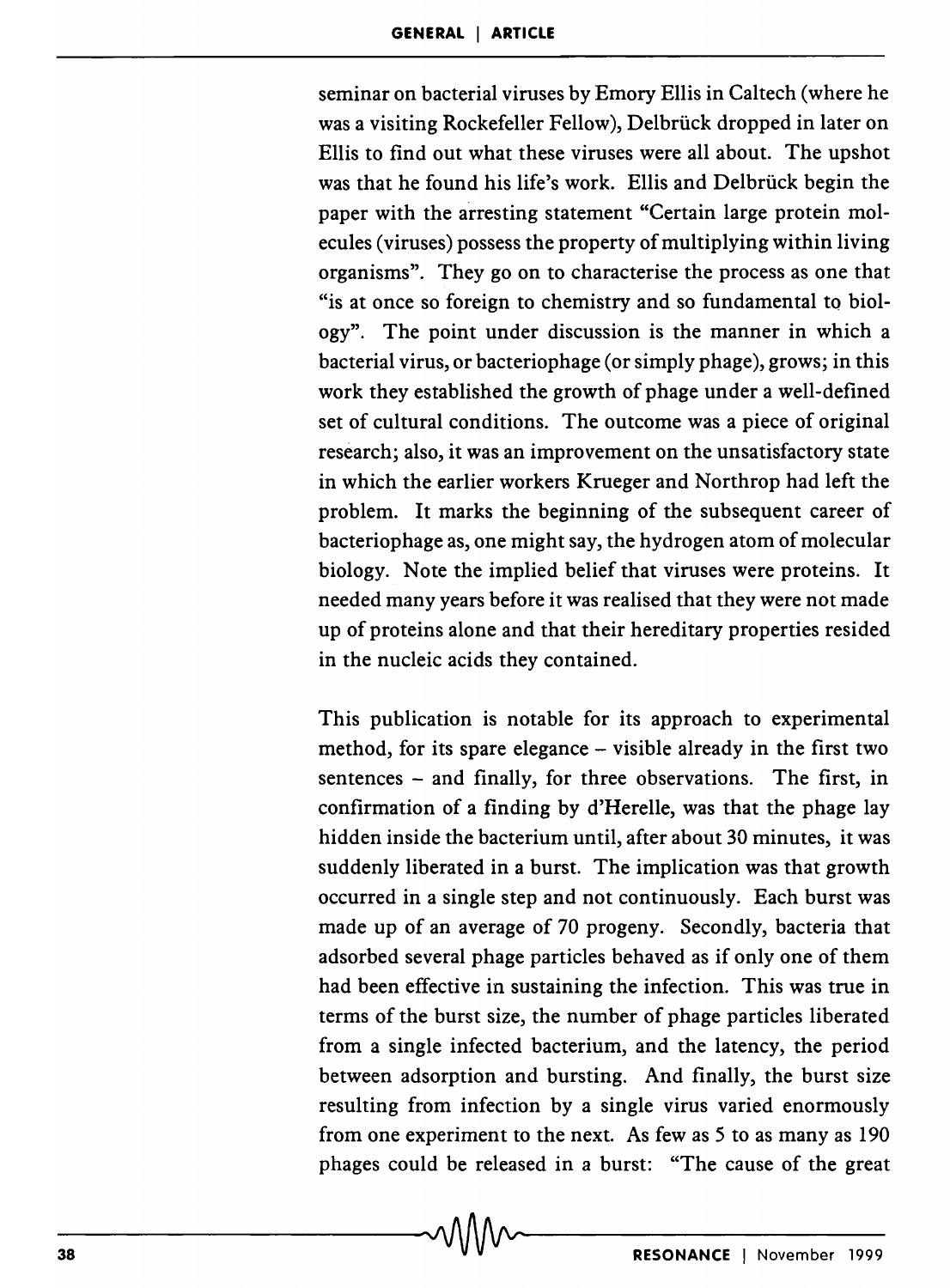seminar on bacterial viruses by Emory Ellis in Caltech (where he was a visiting Rockefeller Fellow), Delbrück dropped in later on Ellis to find out what these viruses were all about. The upshot was that he found his life's work. Ellis and Delbrück begin the paper with the arresting statement "Certain large protein molecules (viruses) possess the property of multiplying within living organisms". They go on to characterise the process as one that "is at once so foreign to chemistry and so fundamental to biology". The point under discussion is the manner in which a bacterial virus, or bacteriophage (or simply phage), grows; in this work they established the growth of phage under a well-defined set of cultural conditions. The outcome was a piece of original research; also, it was an improvement on the unsatisfactory state in which the earlier workers Krueger and Northrop had left the problem. It marks the beginning of the subsequent career of bacteriophage as, one might say, the hydrogen atom of molecular biology. Note the implied belief that viruses were proteins. It needed many years before it was realised that they were not made up of proteins alone and that their hereditary properties resided in the nucleic acids they contained.

This publication is notable for its approach to experimental method, for its spare elegance – visible already in the first two sentences – and finally, for three observations. The first, in confirmation of a finding by d'Herelle, was that the phage lay hidden inside the bacterium until, after about 30 minutes, it was suddenly liberated in a burst. The implication was that growth occurred in a single step and not continuously. Each burst was made up of an average of 70 progeny. Secondly, bacteria that adsorbed several phage particles behaved as if only one of them had been effective in sustaining the infection. This was true in terms of the burst size, the number of phage particles liberated from a single infected bacterium, and the latency, the period between adsorption and bursting. And finally, the burst size resulting from infection by a single virus varied enormously from one experiment to the next. As few as 5 to as many as 190 phages could be released in a burst: "The cause of the great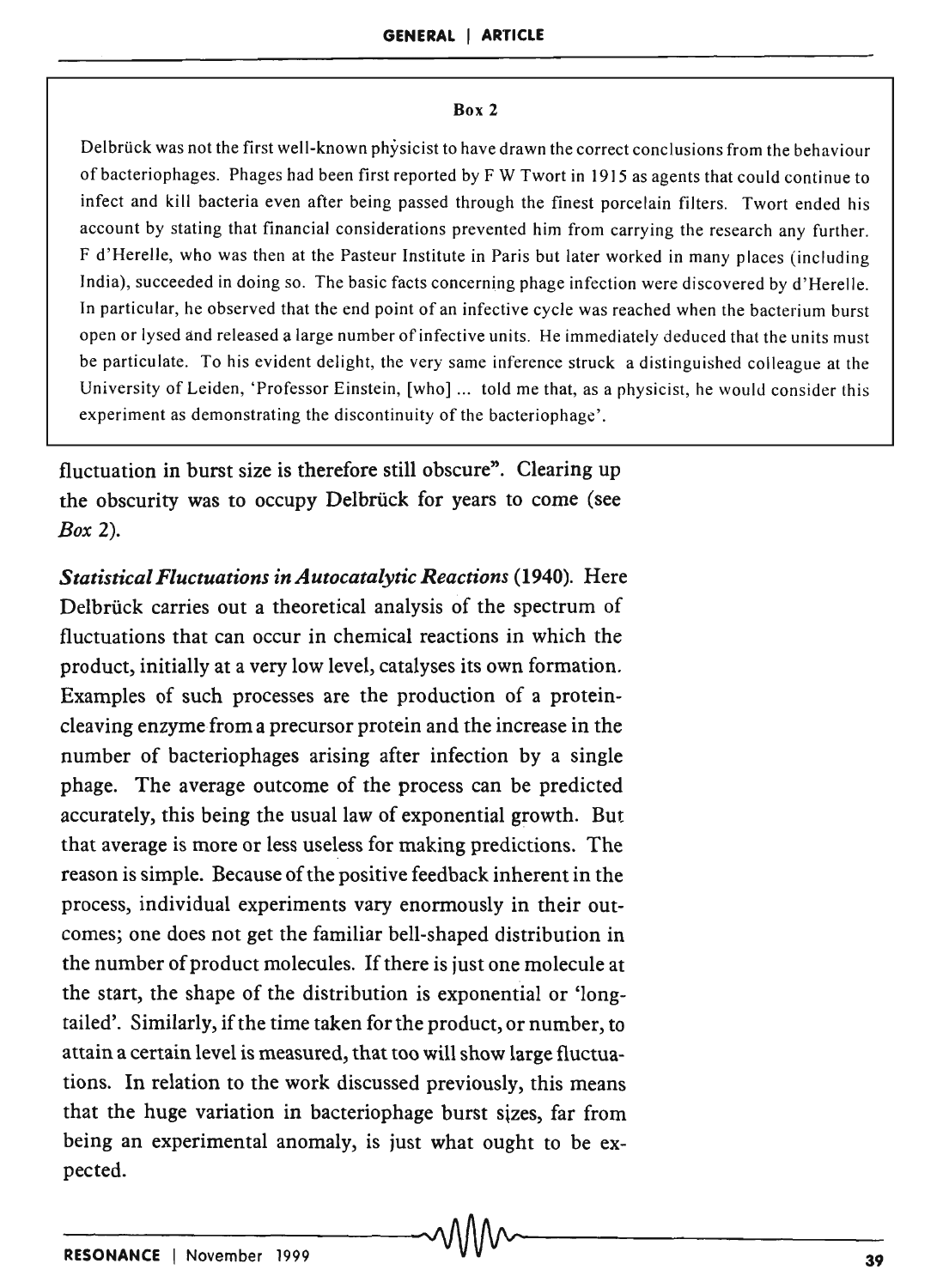**Box 2**

Delbrück was not the first well-known physicist to have drawn the correct conclusions from the behaviour of bacteriophages. Phages had been first reported by F W Twort in 1915 as agents that could continue to infect and kill bacteria even after being passed through the finest porcelain filters. Twort ended his account by stating that financial considerations prevented him from carrying the research any further. F d'Herelle, who was then at the Pasteur Institute in Paris but later worked in many places (including India), succeeded in doing so. The basic facts concerning phage infection were discovered by d'Herelle. In particular, he observed that the end point of an infective cycle was reached when the bacterium burst open or lysed and released a large number of infective units. He immediately deduced that the units must be particulate. To his evident delight, the very same inference struck a distinguished colleague at the University of Leiden, 'Professor Einstein, [who] ... told me that, as a physicist, he would consider this experiment as demonstrating the discontinuity of the bacteriophage'.

fluctuation in burst size is therefore still obscure". Clearing up the obscurity was to occupy Delbrück for years to come (see *Box* 2).

***Statistical Fluctuations in Autocatalytic Reactions*** **(1940).** Here Delbrück carries out a theoretical analysis of the spectrum of fluctuations that can occur in chemical reactions in which the product, initially at a very low level, catalyses its own formation. Examples of such processes are the production of a protein-cleaving enzyme from a precursor protein and the increase in the number of bacteriophages arising after infection by a single phage. The average outcome of the process can be predicted accurately, this being the usual law of exponential growth. But that average is more or less useless for making predictions. The reason is simple. Because of the positive feedback inherent in the process, individual experiments vary enormously in their outcomes; one does not get the familiar bell-shaped distribution in the number of product molecules. If there is just one molecule at the start, the shape of the distribution is exponential or 'long-tailed'. Similarly, if the time taken for the product, or number, to attain a certain level is measured, that too will show large fluctuations. In relation to the work discussed previously, this means that the huge variation in bacteriophage burst sizes, far from being an experimental anomaly, is just what ought to be expected.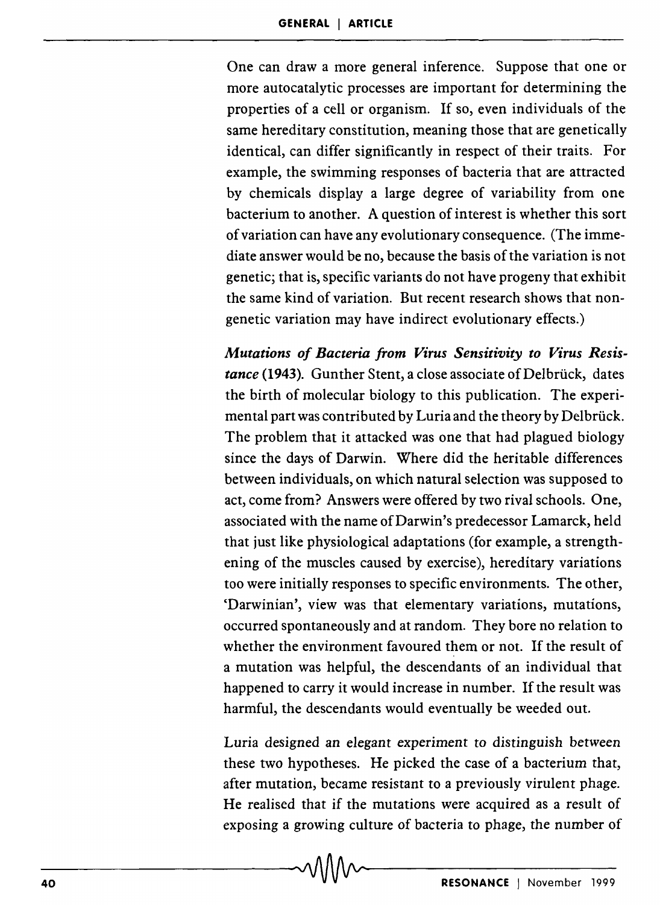One can draw a more general inference. Suppose that one or more autocatalytic processes are important for determining the properties of a cell or organism. If so, even individuals of the same hereditary constitution, meaning those that are genetically identical, can differ significantly in respect of their traits. For example, the swimming responses of bacteria that are attracted by chemicals display a large degree of variability from one bacterium to another. A question of interest is whether this sort of variation can have any evolutionary consequence. (The immediate answer would be no, because the basis of the variation is not genetic; that is, specific variants do not have progeny that exhibit the same kind of variation. But recent research shows that non-genetic variation may have indirect evolutionary effects.)

***Mutations of Bacteria from Virus Sensitivity to Virus Resistance* (1943).** Gunther Stent, a close associate of Delbrück, dates the birth of molecular biology to this publication. The experimental part was contributed by Luria and the theory by Delbrück. The problem that it attacked was one that had plagued biology since the days of Darwin. Where did the heritable differences between individuals, on which natural selection was supposed to act, come from? Answers were offered by two rival schools. One, associated with the name of Darwin's predecessor Lamarck, held that just like physiological adaptations (for example, a strengthening of the muscles caused by exercise), hereditary variations too were initially responses to specific environments. The other, 'Darwinian', view was that elementary variations, mutations, occurred spontaneously and at random. They bore no relation to whether the environment favoured them or not. If the result of a mutation was helpful, the descendants of an individual that happened to carry it would increase in number. If the result was harmful, the descendants would eventually be weeded out.

Luria designed an elegant experiment to distinguish between these two hypotheses. He picked the case of a bacterium that, after mutation, became resistant to a previously virulent phage. He realised that if the mutations were acquired as a result of exposing a growing culture of bacteria to phage, the number of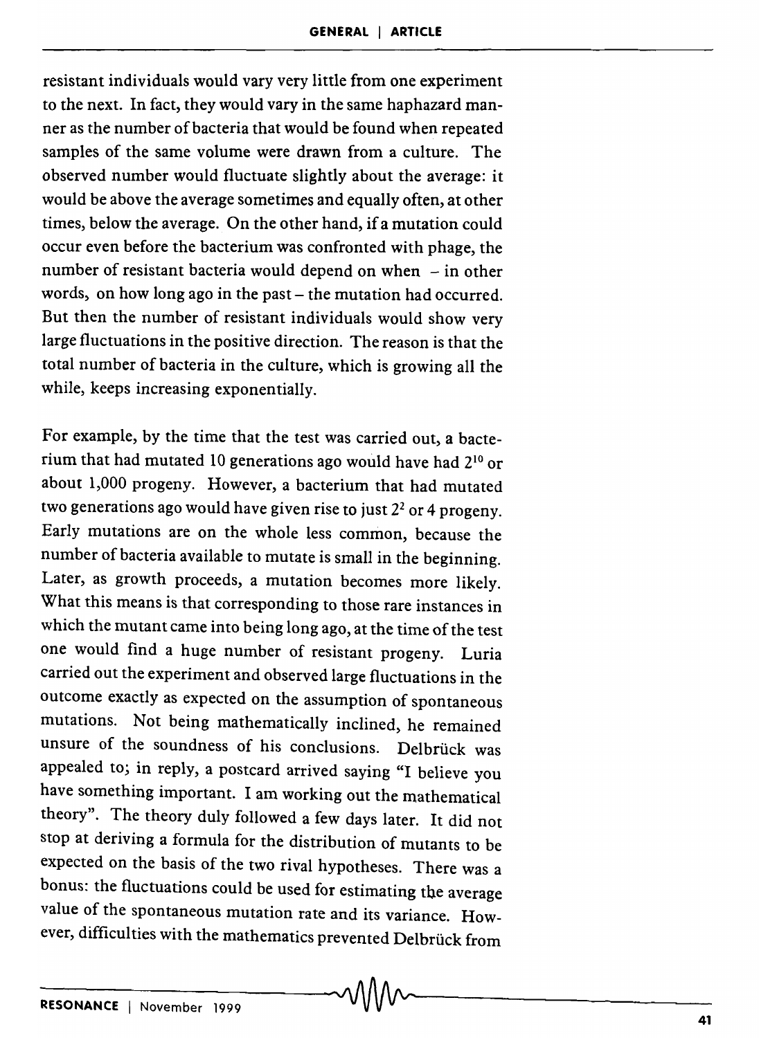resistant individuals would vary very little from one experiment to the next. In fact, they would vary in the same haphazard manner as the number of bacteria that would be found when repeated samples of the same volume were drawn from a culture. The observed number would fluctuate slightly about the average: it would be above the average sometimes and equally often, at other times, below the average. On the other hand, if a mutation could occur even before the bacterium was confronted with phage, the number of resistant bacteria would depend on when – in other words, on how long ago in the past – the mutation had occurred. But then the number of resistant individuals would show very large fluctuations in the positive direction. The reason is that the total number of bacteria in the culture, which is growing all the while, keeps increasing exponentially.

For example, by the time that the test was carried out, a bacterium that had mutated 10 generations ago would have had $2^{10}$ or about 1,000 progeny. However, a bacterium that had mutated two generations ago would have given rise to just $2^2$ or 4 progeny. Early mutations are on the whole less common, because the number of bacteria available to mutate is small in the beginning. Later, as growth proceeds, a mutation becomes more likely. What this means is that corresponding to those rare instances in which the mutant came into being long ago, at the time of the test one would find a huge number of resistant progeny. Luria carried out the experiment and observed large fluctuations in the outcome exactly as expected on the assumption of spontaneous mutations. Not being mathematically inclined, he remained unsure of the soundness of his conclusions. Delbrück was appealed to; in reply, a postcard arrived saying "I believe you have something important. I am working out the mathematical theory". The theory duly followed a few days later. It did not stop at deriving a formula for the distribution of mutants to be expected on the basis of the two rival hypotheses. There was a bonus: the fluctuations could be used for estimating the average value of the spontaneous mutation rate and its variance. However, difficulties with the mathematics prevented Delbrück from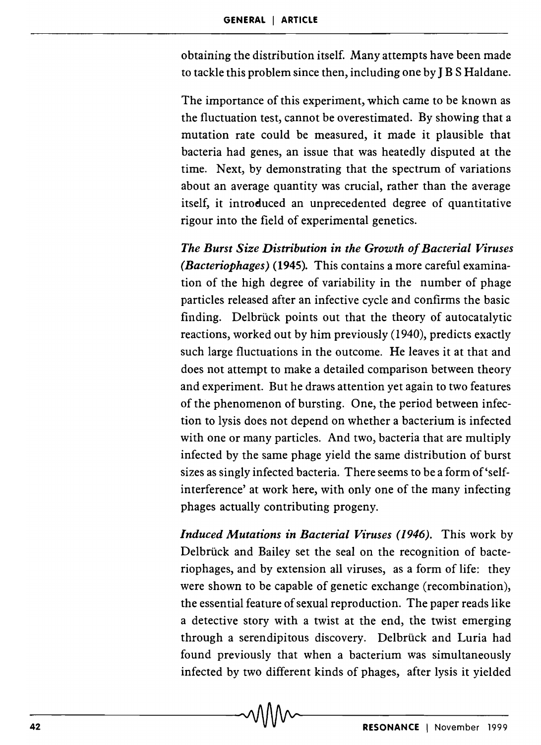obtaining the distribution itself. Many attempts have been made to tackle this problem since then, including one by J B S Haldane.

The importance of this experiment, which came to be known as the fluctuation test, cannot be overestimated. By showing that a mutation rate could be measured, it made it plausible that bacteria had genes, an issue that was heatedly disputed at the time. Next, by demonstrating that the spectrum of variations about an average quantity was crucial, rather than the average itself, it introduced an unprecedented degree of quantitative rigour into the field of experimental genetics.

***The Burst Size Distribution in the Growth of Bacterial Viruses (Bacteriophages)*** **(1945).** This contains a more careful examination of the high degree of variability in the number of phage particles released after an infective cycle and confirms the basic finding. Delbrück points out that the theory of autocatalytic reactions, worked out by him previously (1940), predicts exactly such large fluctuations in the outcome. He leaves it at that and does not attempt to make a detailed comparison between theory and experiment. But he draws attention yet again to two features of the phenomenon of bursting. One, the period between infection to lysis does not depend on whether a bacterium is infected with one or many particles. And two, bacteria that are multiply infected by the same phage yield the same distribution of burst sizes as singly infected bacteria. There seems to be a form of 'self-interference' at work here, with only one of the many infecting phages actually contributing progeny.

***Induced Mutations in Bacterial Viruses (1946).*** This work by Delbrück and Bailey set the seal on the recognition of bacteriophages, and by extension all viruses, as a form of life: they were shown to be capable of genetic exchange (recombination), the essential feature of sexual reproduction. The paper reads like a detective story with a twist at the end, the twist emerging through a serendipitous discovery. Delbrück and Luria had found previously that when a bacterium was simultaneously infected by two different kinds of phages, after lysis it yielded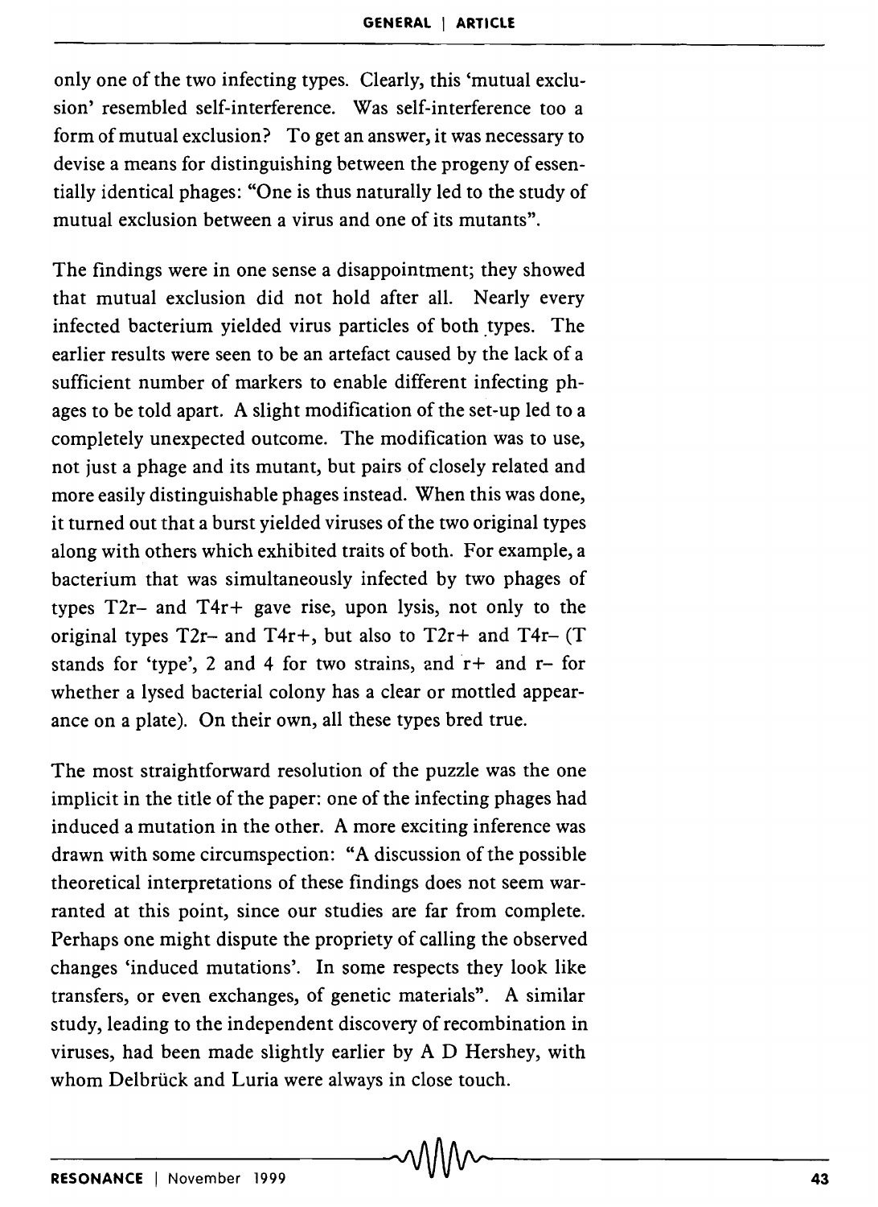only one of the two infecting types. Clearly, this 'mutual exclusion' resembled self-interference. Was self-interference too a form of mutual exclusion? To get an answer, it was necessary to devise a means for distinguishing between the progeny of essentially identical phages: "One is thus naturally led to the study of mutual exclusion between a virus and one of its mutants".

The findings were in one sense a disappointment; they showed that mutual exclusion did not hold after all. Nearly every infected bacterium yielded virus particles of both types. The earlier results were seen to be an artefact caused by the lack of a sufficient number of markers to enable different infecting phages to be told apart. A slight modification of the set-up led to a completely unexpected outcome. The modification was to use, not just a phage and its mutant, but pairs of closely related and more easily distinguishable phages instead. When this was done, it turned out that a burst yielded viruses of the two original types along with others which exhibited traits of both. For example, a bacterium that was simultaneously infected by two phages of types T2r– and T4r+ gave rise, upon lysis, not only to the original types T2r– and T4r+, but also to T2r+ and T4r– (T stands for 'type', 2 and 4 for two strains, and r+ and r– for whether a lysed bacterial colony has a clear or mottled appearance on a plate). On their own, all these types bred true.

The most straightforward resolution of the puzzle was the one implicit in the title of the paper: one of the infecting phages had induced a mutation in the other. A more exciting inference was drawn with some circumspection: "A discussion of the possible theoretical interpretations of these findings does not seem warranted at this point, since our studies are far from complete. Perhaps one might dispute the propriety of calling the observed changes 'induced mutations'. In some respects they look like transfers, or even exchanges, of genetic materials". A similar study, leading to the independent discovery of recombination in viruses, had been made slightly earlier by A D Hershey, with whom Delbrück and Luria were always in close touch.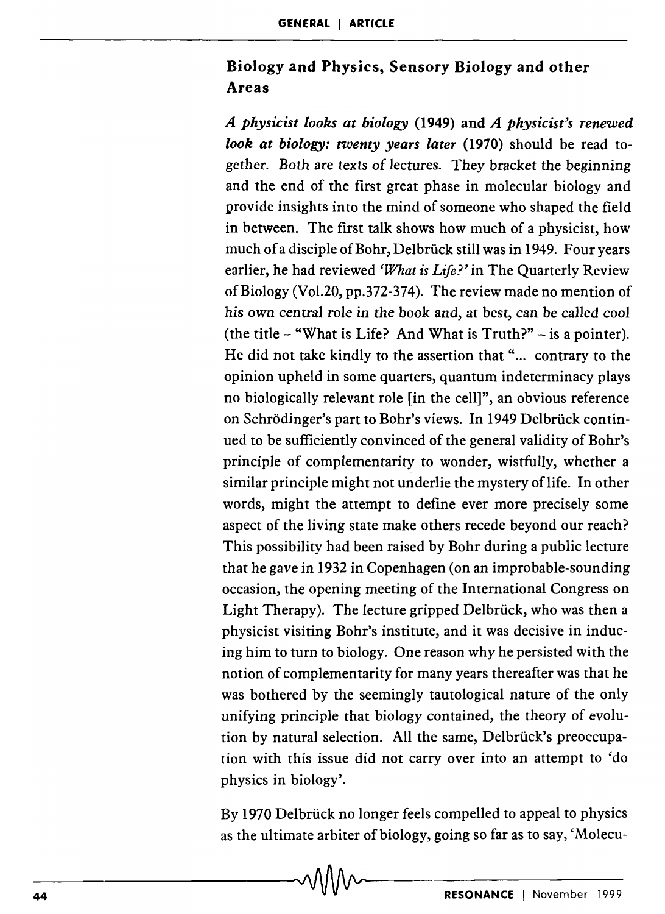## Biology and Physics, Sensory Biology and other Areas

***A physicist looks at biology*** **(1949) and** ***A physicist's renewed look at biology: twenty years later*** **(1970)** should be read together. Both are texts of lectures. They bracket the beginning and the end of the first great phase in molecular biology and provide insights into the mind of someone who shaped the field in between. The first talk shows how much of a physicist, how much of a disciple of Bohr, Delbrück still was in 1949. Four years earlier, he had reviewed *'What is Life?'* in The Quarterly Review of Biology (Vol.20, pp.372-374). The review made no mention of his own central role in the book and, at best, can be called cool (the title – "What is Life? And What is Truth?" – is a pointer). He did not take kindly to the assertion that "... contrary to the opinion upheld in some quarters, quantum indeterminacy plays no biologically relevant role [in the cell]", an obvious reference on Schrödinger's part to Bohr's views. In 1949 Delbrück continued to be sufficiently convinced of the general validity of Bohr's principle of complementarity to wonder, wistfully, whether a similar principle might not underlie the mystery of life. In other words, might the attempt to define ever more precisely some aspect of the living state make others recede beyond our reach? This possibility had been raised by Bohr during a public lecture that he gave in 1932 in Copenhagen (on an improbable-sounding occasion, the opening meeting of the International Congress on Light Therapy). The lecture gripped Delbrück, who was then a physicist visiting Bohr's institute, and it was decisive in inducing him to turn to biology. One reason why he persisted with the notion of complementarity for many years thereafter was that he was bothered by the seemingly tautological nature of the only unifying principle that biology contained, the theory of evolution by natural selection. All the same, Delbrück's preoccupation with this issue did not carry over into an attempt to 'do physics in biology'.

By 1970 Delbrück no longer feels compelled to appeal to physics as the ultimate arbiter of biology, going so far as to say, 'Molecu-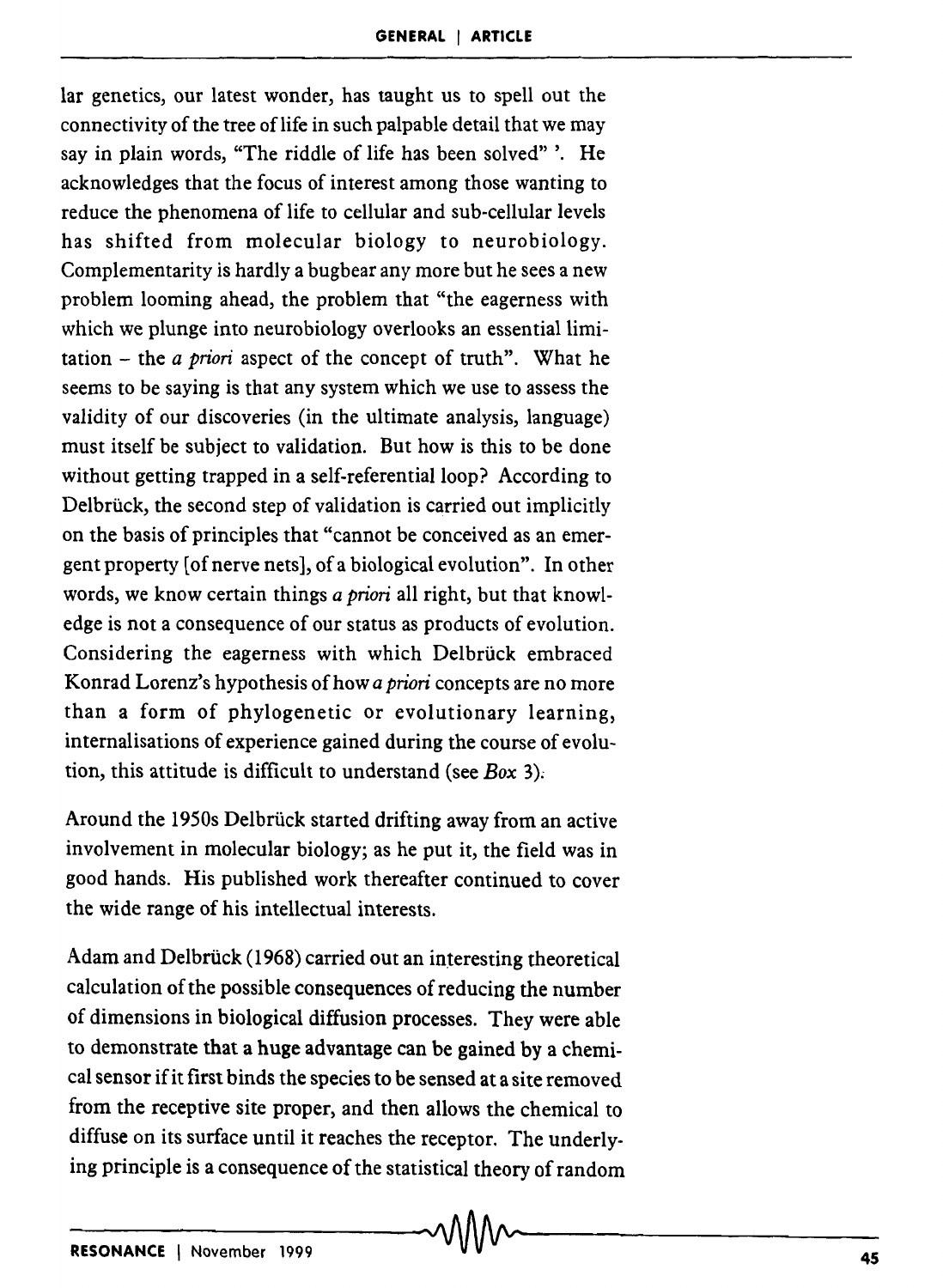lar genetics, our latest wonder, has taught us to spell out the connectivity of the tree of life in such palpable detail that we may say in plain words, "The riddle of life has been solved" '. He acknowledges that the focus of interest among those wanting to reduce the phenomena of life to cellular and sub-cellular levels has shifted from molecular biology to neurobiology. Complementarity is hardly a bugbear any more but he sees a new problem looming ahead, the problem that "the eagerness with which we plunge into neurobiology overlooks an essential limitation – the *a priori* aspect of the concept of truth". What he seems to be saying is that any system which we use to assess the validity of our discoveries (in the ultimate analysis, language) must itself be subject to validation. But how is this to be done without getting trapped in a self-referential loop? According to Delbrück, the second step of validation is carried out implicitly on the basis of principles that "cannot be conceived as an emergent property [of nerve nets], of a biological evolution". In other words, we know certain things *a priori* all right, but that knowledge is not a consequence of our status as products of evolution. Considering the eagerness with which Delbrück embraced Konrad Lorenz's hypothesis of how *a priori* concepts are no more than a form of phylogenetic or evolutionary learning, internalisations of experience gained during the course of evolution, this attitude is difficult to understand (see *Box* 3).

Around the 1950s Delbrück started drifting away from an active involvement in molecular biology; as he put it, the field was in good hands. His published work thereafter continued to cover the wide range of his intellectual interests.

Adam and Delbrück (1968) carried out an interesting theoretical calculation of the possible consequences of reducing the number of dimensions in biological diffusion processes. They were able to demonstrate that a huge advantage can be gained by a chemical sensor if it first binds the species to be sensed at a site removed from the receptive site proper, and then allows the chemical to diffuse on its surface until it reaches the receptor. The underlying principle is a consequence of the statistical theory of random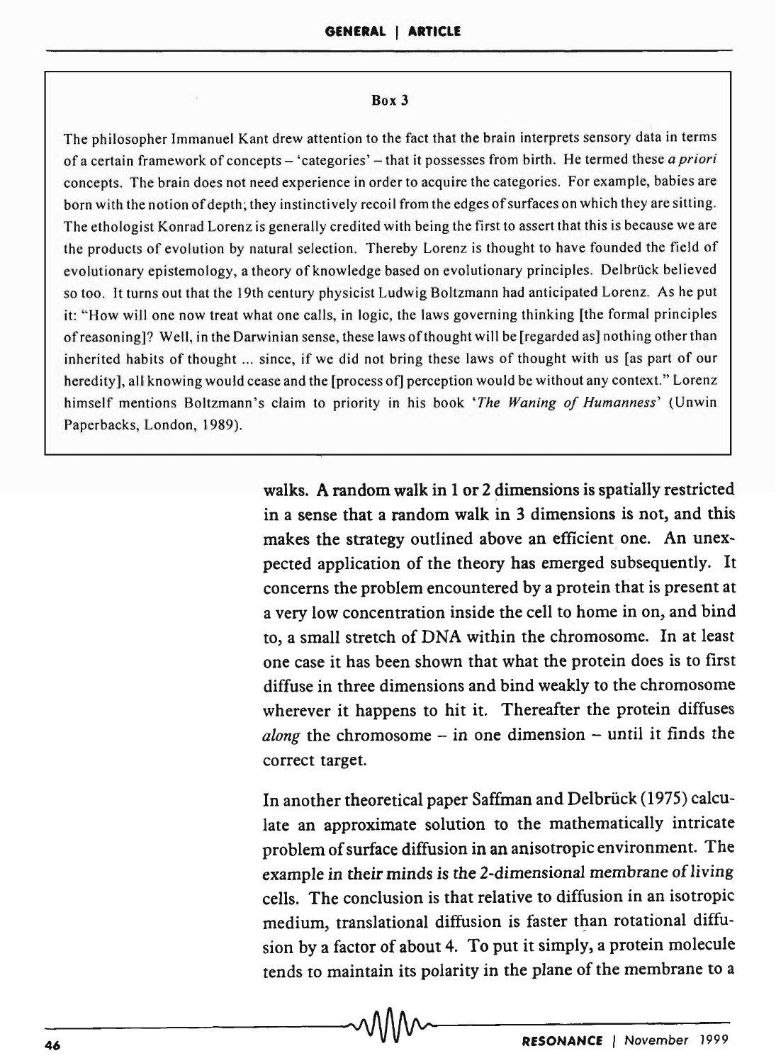**Box 3**

The philosopher Immanuel Kant drew attention to the fact that the brain interprets sensory data in terms of a certain framework of concepts – 'categories' – that it possesses from birth. He termed these *a priori* concepts. The brain does not need experience in order to acquire the categories. For example, babies are born with the notion of depth; they instinctively recoil from the edges of surfaces on which they are sitting. The ethologist Konrad Lorenz is generally credited with being the first to assert that this is because we are the products of evolution by natural selection. Thereby Lorenz is thought to have founded the field of evolutionary epistemology, a theory of knowledge based on evolutionary principles. Delbrück believed so too. It turns out that the 19th century physicist Ludwig Boltzmann had anticipated Lorenz. As he put it: "How will one now treat what one calls, in logic, the laws governing thinking [the formal principles of reasoning]? Well, in the Darwinian sense, these laws of thought will be [regarded as] nothing other than inherited habits of thought ... since, if we did not bring these laws of thought with us [as part of our heredity], all knowing would cease and the [process of] perception would be without any context." Lorenz himself mentions Boltzmann's claim to priority in his book '*The Waning of Humanness*' (Unwin Paperbacks, London, 1989).

walks. A random walk in 1 or 2 dimensions is spatially restricted in a sense that a random walk in 3 dimensions is not, and this makes the strategy outlined above an efficient one. An unexpected application of the theory has emerged subsequently. It concerns the problem encountered by a protein that is present at a very low concentration inside the cell to home in on, and bind to, a small stretch of DNA within the chromosome. In at least one case it has been shown that what the protein does is to first diffuse in three dimensions and bind weakly to the chromosome wherever it happens to hit it. Thereafter the protein diffuses *along* the chromosome – in one dimension – until it finds the correct target.

In another theoretical paper Saffman and Delbrück (1975) calculate an approximate solution to the mathematically intricate problem of surface diffusion in an anisotropic environment. The example in their minds is the 2-dimensional membrane of living cells. The conclusion is that relative to diffusion in an isotropic medium, translational diffusion is faster than rotational diffusion by a factor of about 4. To put it simply, a protein molecule tends to maintain its polarity in the plane of the membrane to a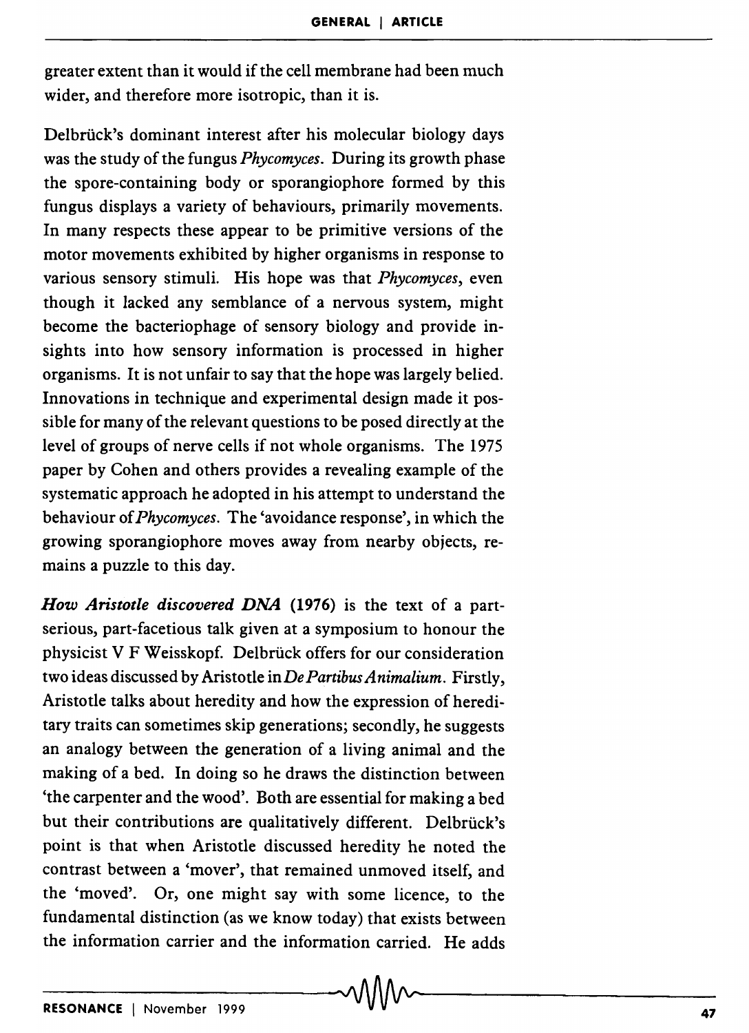greater extent than it would if the cell membrane had been much wider, and therefore more isotropic, than it is.

Delbrück's dominant interest after his molecular biology days was the study of the fungus *Phycomyces*. During its growth phase the spore-containing body or sporangiophore formed by this fungus displays a variety of behaviours, primarily movements. In many respects these appear to be primitive versions of the motor movements exhibited by higher organisms in response to various sensory stimuli. His hope was that *Phycomyces*, even though it lacked any semblance of a nervous system, might become the bacteriophage of sensory biology and provide insights into how sensory information is processed in higher organisms. It is not unfair to say that the hope was largely belied. Innovations in technique and experimental design made it possible for many of the relevant questions to be posed directly at the level of groups of nerve cells if not whole organisms. The 1975 paper by Cohen and others provides a revealing example of the systematic approach he adopted in his attempt to understand the behaviour of *Phycomyces*. The 'avoidance response', in which the growing sporangiophore moves away from nearby objects, remains a puzzle to this day.

***How Aristotle discovered DNA* (1976)** is the text of a part-serious, part-facetious talk given at a symposium to honour the physicist V F Weisskopf. Delbrück offers for our consideration two ideas discussed by Aristotle in *De Partibus Animalium*. Firstly, Aristotle talks about heredity and how the expression of hereditary traits can sometimes skip generations; secondly, he suggests an analogy between the generation of a living animal and the making of a bed. In doing so he draws the distinction between 'the carpenter and the wood'. Both are essential for making a bed but their contributions are qualitatively different. Delbrück's point is that when Aristotle discussed heredity he noted the contrast between a 'mover', that remained unmoved itself, and the 'moved'. Or, one might say with some licence, to the fundamental distinction (as we know today) that exists between the information carrier and the information carried. He adds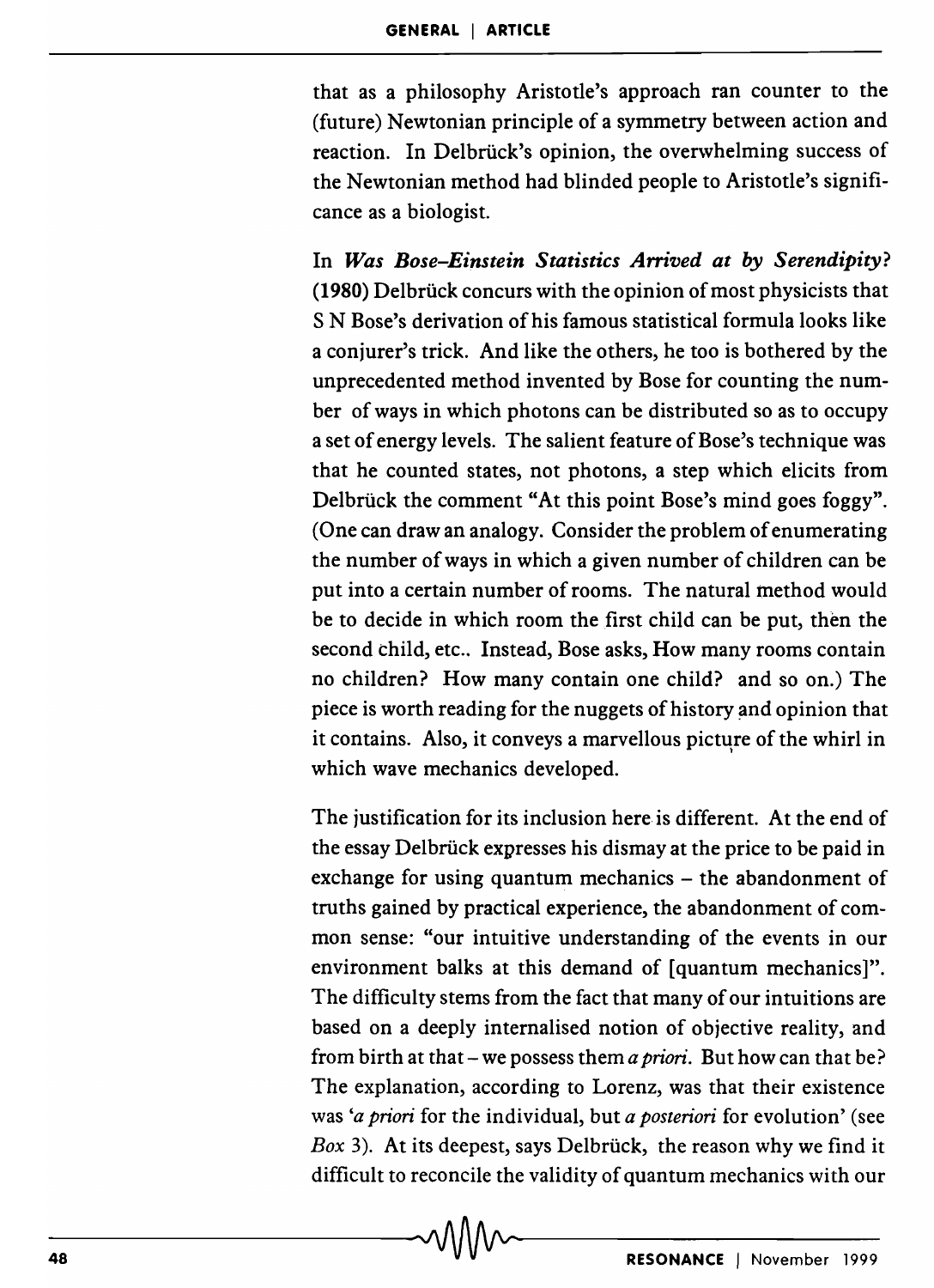that as a philosophy Aristotle's approach ran counter to the (future) Newtonian principle of a symmetry between action and reaction. In Delbrück's opinion, the overwhelming success of the Newtonian method had blinded people to Aristotle's significance as a biologist.

In ***Was Bose–Einstein Statistics Arrived at by Serendipity?* (1980)** Delbrück concurs with the opinion of most physicists that S N Bose's derivation of his famous statistical formula looks like a conjurer's trick. And like the others, he too is bothered by the unprecedented method invented by Bose for counting the number of ways in which photons can be distributed so as to occupy a set of energy levels. The salient feature of Bose's technique was that he counted states, not photons, a step which elicits from Delbrück the comment "At this point Bose's mind goes foggy". (One can draw an analogy. Consider the problem of enumerating the number of ways in which a given number of children can be put into a certain number of rooms. The natural method would be to decide in which room the first child can be put, then the second child, etc.. Instead, Bose asks, How many rooms contain no children? How many contain one child? and so on.) The piece is worth reading for the nuggets of history and opinion that it contains. Also, it conveys a marvellous picture of the whirl in which wave mechanics developed.

The justification for its inclusion here is different. At the end of the essay Delbrück expresses his dismay at the price to be paid in exchange for using quantum mechanics – the abandonment of truths gained by practical experience, the abandonment of common sense: "our intuitive understanding of the events in our environment balks at this demand of [quantum mechanics]". The difficulty stems from the fact that many of our intuitions are based on a deeply internalised notion of objective reality, and from birth at that – we possess them *a priori*. But how can that be? The explanation, according to Lorenz, was that their existence was '*a priori* for the individual, but *a posteriori* for evolution' (see *Box* 3). At its deepest, says Delbrück, the reason why we find it difficult to reconcile the validity of quantum mechanics with our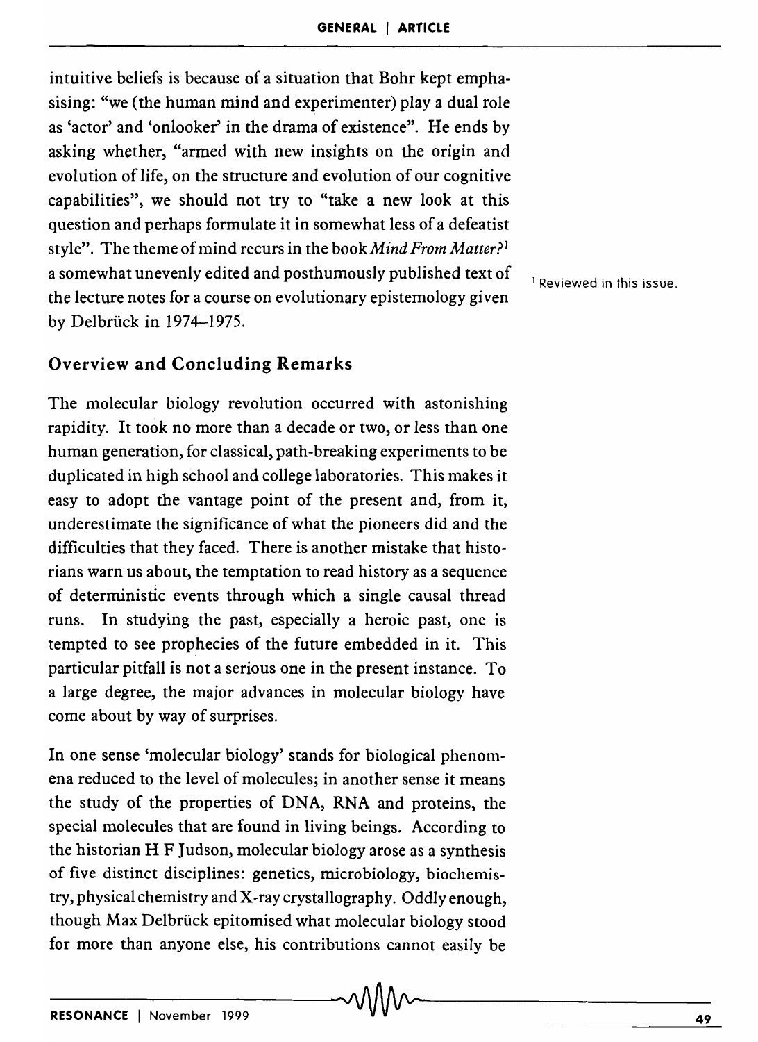intuitive beliefs is because of a situation that Bohr kept emphasising: "we (the human mind and experimenter) play a dual role as 'actor' and 'onlooker' in the drama of existence". He ends by asking whether, "armed with new insights on the origin and evolution of life, on the structure and evolution of our cognitive capabilities", we should not try to "take a new look at this question and perhaps formulate it in somewhat less of a defeatist style". The theme of mind recurs in the book *Mind From Matter?*[1] a somewhat unevenly edited and posthumously published text of the lecture notes for a course on evolutionary epistemology given by Delbrück in 1974–1975.

[1] Reviewed in this issue.

## Overview and Concluding Remarks

The molecular biology revolution occurred with astonishing rapidity. It took no more than a decade or two, or less than one human generation, for classical, path-breaking experiments to be duplicated in high school and college laboratories. This makes it easy to adopt the vantage point of the present and, from it, underestimate the significance of what the pioneers did and the difficulties that they faced. There is another mistake that historians warn us about, the temptation to read history as a sequence of deterministic events through which a single causal thread runs. In studying the past, especially a heroic past, one is tempted to see prophecies of the future embedded in it. This particular pitfall is not a serious one in the present instance. To a large degree, the major advances in molecular biology have come about by way of surprises.

In one sense 'molecular biology' stands for biological phenomena reduced to the level of molecules; in another sense it means the study of the properties of DNA, RNA and proteins, the special molecules that are found in living beings. According to the historian H F Judson, molecular biology arose as a synthesis of five distinct disciplines: genetics, microbiology, biochemistry, physical chemistry and X-ray crystallography. Oddly enough, though Max Delbrück epitomised what molecular biology stood for more than anyone else, his contributions cannot easily be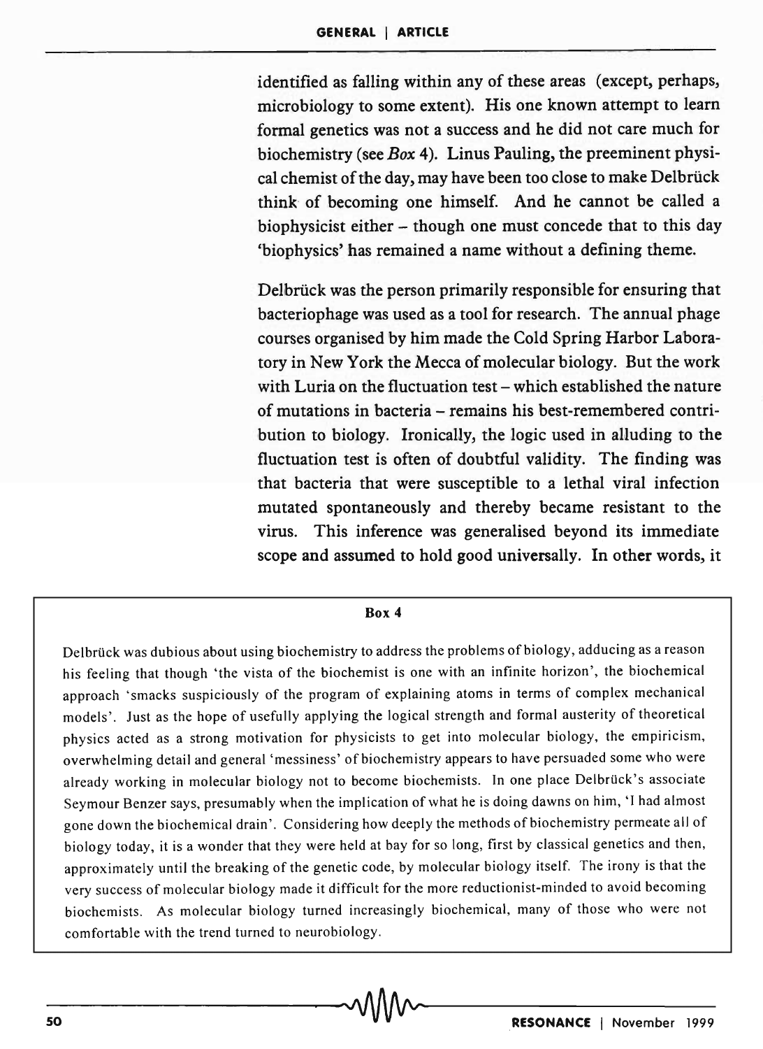identified as falling within any of these areas (except, perhaps, microbiology to some extent). His one known attempt to learn formal genetics was not a success and he did not care much for biochemistry (see *Box* 4). Linus Pauling, the preeminent physical chemist of the day, may have been too close to make Delbrück think of becoming one himself. And he cannot be called a biophysicist either – though one must concede that to this day 'biophysics' has remained a name without a defining theme.

Delbrück was the person primarily responsible for ensuring that bacteriophage was used as a tool for research. The annual phage courses organised by him made the Cold Spring Harbor Laboratory in New York the Mecca of molecular biology. But the work with Luria on the fluctuation test – which established the nature of mutations in bacteria – remains his best-remembered contribution to biology. Ironically, the logic used in alluding to the fluctuation test is often of doubtful validity. The finding was that bacteria that were susceptible to a lethal viral infection mutated spontaneously and thereby became resistant to the virus. This inference was generalised beyond its immediate scope and assumed to hold good universally. In other words, it

**Box 4**

Delbrück was dubious about using biochemistry to address the problems of biology, adducing as a reason his feeling that though 'the vista of the biochemist is one with an infinite horizon', the biochemical approach 'smacks suspiciously of the program of explaining atoms in terms of complex mechanical models'. Just as the hope of usefully applying the logical strength and formal austerity of theoretical physics acted as a strong motivation for physicists to get into molecular biology, the empiricism, overwhelming detail and general 'messiness' of biochemistry appears to have persuaded some who were already working in molecular biology not to become biochemists. In one place Delbrück's associate Seymour Benzer says, presumably when the implication of what he is doing dawns on him, 'I had almost gone down the biochemical drain'. Considering how deeply the methods of biochemistry permeate all of biology today, it is a wonder that they were held at bay for so long, first by classical genetics and then, approximately until the breaking of the genetic code, by molecular biology itself. The irony is that the very success of molecular biology made it difficult for the more reductionist-minded to avoid becoming biochemists. As molecular biology turned increasingly biochemical, many of those who were not comfortable with the trend turned to neurobiology.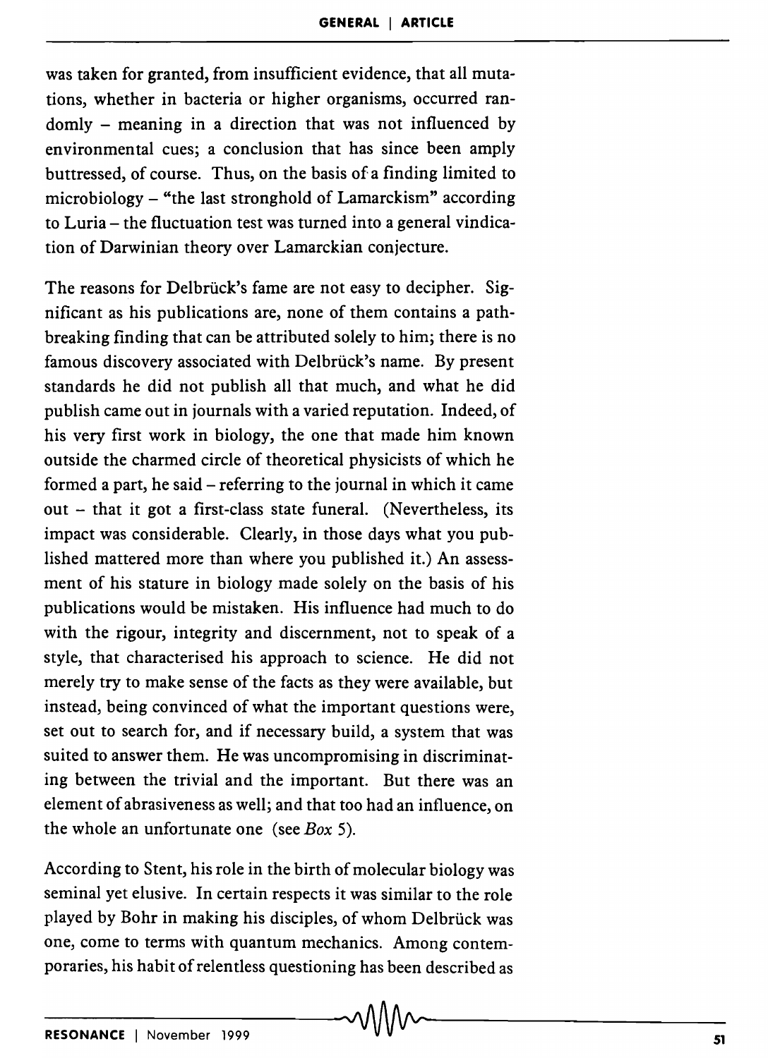was taken for granted, from insufficient evidence, that all mutations, whether in bacteria or higher organisms, occurred randomly – meaning in a direction that was not influenced by environmental cues; a conclusion that has since been amply buttressed, of course. Thus, on the basis of a finding limited to microbiology – "the last stronghold of Lamarckism" according to Luria – the fluctuation test was turned into a general vindication of Darwinian theory over Lamarckian conjecture.

The reasons for Delbrück's fame are not easy to decipher. Significant as his publications are, none of them contains a pathbreaking finding that can be attributed solely to him; there is no famous discovery associated with Delbrück's name. By present standards he did not publish all that much, and what he did publish came out in journals with a varied reputation. Indeed, of his very first work in biology, the one that made him known outside the charmed circle of theoretical physicists of which he formed a part, he said – referring to the journal in which it came out – that it got a first-class state funeral. (Nevertheless, its impact was considerable. Clearly, in those days what you published mattered more than where you published it.) An assessment of his stature in biology made solely on the basis of his publications would be mistaken. His influence had much to do with the rigour, integrity and discernment, not to speak of a style, that characterised his approach to science. He did not merely try to make sense of the facts as they were available, but instead, being convinced of what the important questions were, set out to search for, and if necessary build, a system that was suited to answer them. He was uncompromising in discriminating between the trivial and the important. But there was an element of abrasiveness as well; and that too had an influence, on the whole an unfortunate one (see *Box* 5).

According to Stent, his role in the birth of molecular biology was seminal yet elusive. In certain respects it was similar to the role played by Bohr in making his disciples, of whom Delbrück was one, come to terms with quantum mechanics. Among contemporaries, his habit of relentless questioning has been described as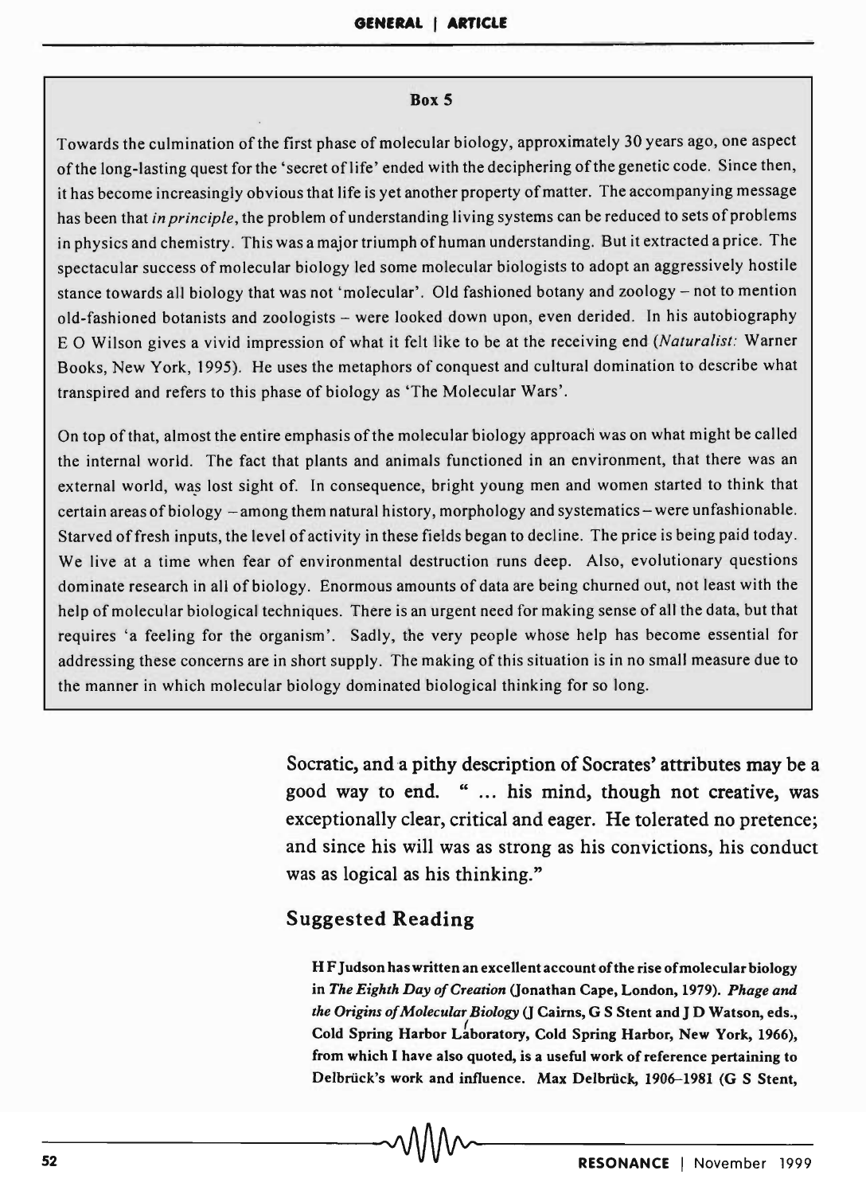**Box 5**

Towards the culmination of the first phase of molecular biology, approximately 30 years ago, one aspect of the long-lasting quest for the 'secret of life' ended with the deciphering of the genetic code. Since then, it has become increasingly obvious that life is yet another property of matter. The accompanying message has been that *in principle*, the problem of understanding living systems can be reduced to sets of problems in physics and chemistry. This was a major triumph of human understanding. But it extracted a price. The spectacular success of molecular biology led some molecular biologists to adopt an aggressively hostile stance towards all biology that was not 'molecular'. Old fashioned botany and zoology – not to mention old-fashioned botanists and zoologists – were looked down upon, even derided. In his autobiography E O Wilson gives a vivid impression of what it felt like to be at the receiving end (*Naturalist:* Warner Books, New York, 1995). He uses the metaphors of conquest and cultural domination to describe what transpired and refers to this phase of biology as 'The Molecular Wars'.

On top of that, almost the entire emphasis of the molecular biology approach was on what might be called the internal world. The fact that plants and animals functioned in an environment, that there was an external world, was lost sight of. In consequence, bright young men and women started to think that certain areas of biology – among them natural history, morphology and systematics – were unfashionable. Starved of fresh inputs, the level of activity in these fields began to decline. The price is being paid today. We live at a time when fear of environmental destruction runs deep. Also, evolutionary questions dominate research in all of biology. Enormous amounts of data are being churned out, not least with the help of molecular biological techniques. There is an urgent need for making sense of all the data, but that requires 'a feeling for the organism'. Sadly, the very people whose help has become essential for addressing these concerns are in short supply. The making of this situation is in no small measure due to the manner in which molecular biology dominated biological thinking for so long.

Socratic, and a pithy description of Socrates' attributes may be a good way to end. " ... his mind, though not creative, was exceptionally clear, critical and eager. He tolerated no pretence; and since his will was as strong as his convictions, his conduct was as logical as his thinking."

## Suggested Reading

**H F Judson has written an excellent account of the rise of molecular biology in *The Eighth Day of Creation* (Jonathan Cape, London, 1979). *Phage and the Origins of Molecular Biology* (J Cairns, G S Stent and J D Watson, eds., Cold Spring Harbor Laboratory, Cold Spring Harbor, New York, 1966), from which I have also quoted, is a useful work of reference pertaining to Delbrück's work and influence. Max Delbrück, 1906–1981 (G S Stent,**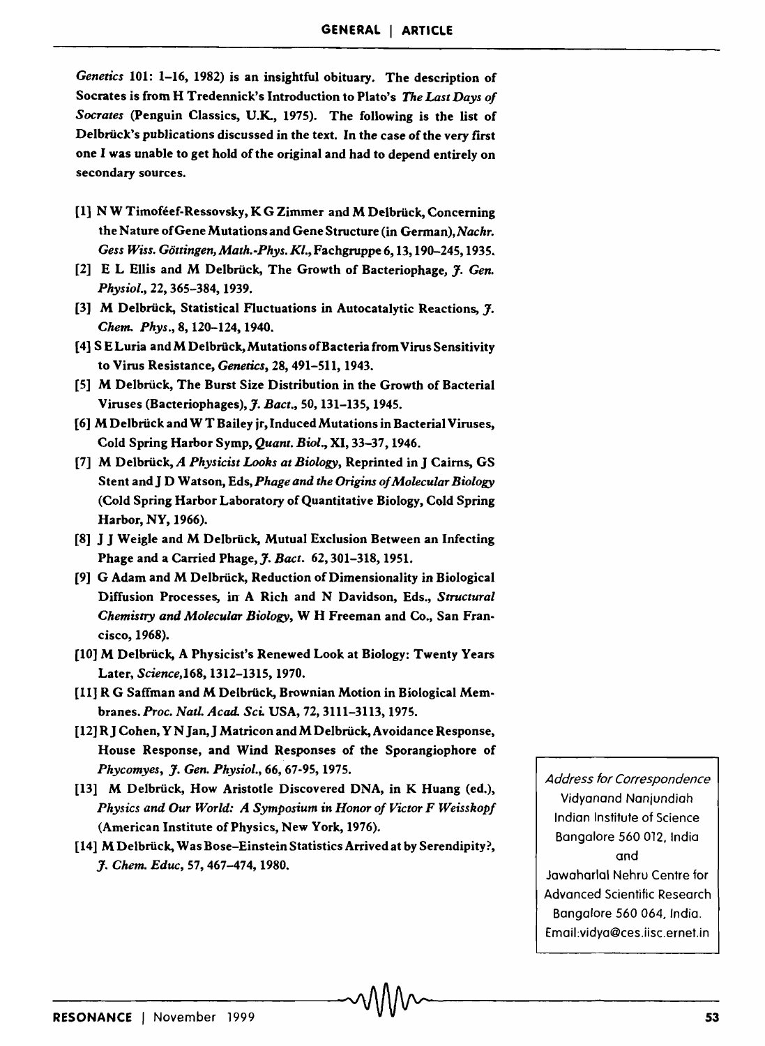*Genetics* 101: 1–16, 1982) is an insightful obituary. The description of Socrates is from H Tredennick's Introduction to Plato's *The Last Days of Socrates* (Penguin Classics, U.K., 1975). The following is the list of Delbrück's publications discussed in the text. In the case of the very first one I was unable to get hold of the original and had to depend entirely on secondary sources.

[1] N W Timoféef-Ressovsky, K G Zimmer and M Delbrück, Concerning the Nature of Gene Mutations and Gene Structure (in German), *Nachr. Gess Wiss. Göttingen, Math.-Phys. Kl.*, Fachgruppe 6, 13, 190–245, 1935.

[2] E L Ellis and M Delbrück, The Growth of Bacteriophage, *J. Gen. Physiol.*, 22, 365–384, 1939.

[3] M Delbrück, Statistical Fluctuations in Autocatalytic Reactions, *J. Chem. Phys.*, 8, 120–124, 1940.

[4] S E Luria and M Delbrück, Mutations of Bacteria from Virus Sensitivity to Virus Resistance, *Genetics*, 28, 491–511, 1943.

[5] M Delbrück, The Burst Size Distribution in the Growth of Bacterial Viruses (Bacteriophages), *J. Bact.*, 50, 131–135, 1945.

[6] M Delbrück and W T Bailey jr, Induced Mutations in Bacterial Viruses, Cold Spring Harbor Symp, *Quant. Biol.*, XI, 33–37, 1946.

[7] M Delbrück, *A Physicist Looks at Biology*, Reprinted in J Cairns, GS Stent and J D Watson, Eds, *Phage and the Origins of Molecular Biology* (Cold Spring Harbor Laboratory of Quantitative Biology, Cold Spring Harbor, NY, 1966).

[8] J J Weigle and M Delbrück, Mutual Exclusion Between an Infecting Phage and a Carried Phage, *J. Bact.* 62, 301–318, 1951.

[9] G Adam and M Delbrück, Reduction of Dimensionality in Biological Diffusion Processes, in A Rich and N Davidson, Eds., *Structural Chemistry and Molecular Biology*, W H Freeman and Co., San Francisco, 1968).

[10] M Delbrück, A Physicist's Renewed Look at Biology: Twenty Years Later, *Science*, 168, 1312–1315, 1970.

[11] R G Saffman and M Delbrück, Brownian Motion in Biological Membranes. *Proc. Natl. Acad. Sci.* USA, 72, 3111–3113, 1975.

[12] R J Cohen, Y N Jan, J Matricon and M Delbrück, Avoidance Response, House Response, and Wind Responses of the Sporangiophore of *Phycomyes*, *J. Gen. Physiol.*, 66, 67-95, 1975.

[13] M Delbrück, How Aristotle Discovered DNA, in K Huang (ed.), *Physics and Our World: A Symposium in Honor of Victor F Weisskopf* (American Institute of Physics, New York, 1976).

[14] M Delbrück, Was Bose–Einstein Statistics Arrived at by Serendipity?, *J. Chem. Educ*, 57, 467–474, 1980.

*Address for Correspondence*
Vidyanand Nanjundiah
Indian Institute of Science
Bangalore 560 012, India
and
Jawaharlal Nehru Centre for Advanced Scientific Research
Bangalore 560 064, India.
Email:vidya@ces.iisc.ernet.in